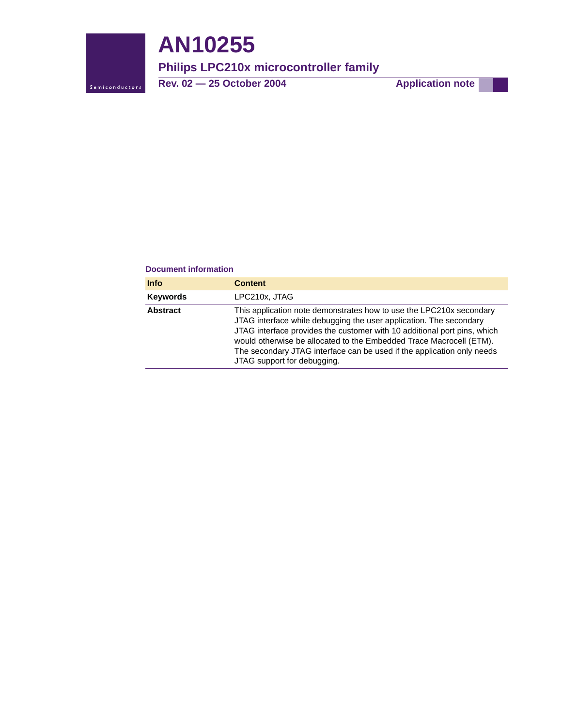# AN10255

## Philips LPC210x microcontroller family

**Rev. 02 — 25 October 2004** **Application note**

### Document information

| Info | Content |
|---|---|
| **Keywords** | LPC210x, JTAG |
| **Abstract** | This application note demonstrates how to use the LPC210x secondary JTAG interface while debugging the user application. The secondary JTAG interface provides the customer with 10 additional port pins, which would otherwise be allocated to the Embedded Trace Macrocell (ETM). The secondary JTAG interface can be used if the application only needs JTAG support for debugging. |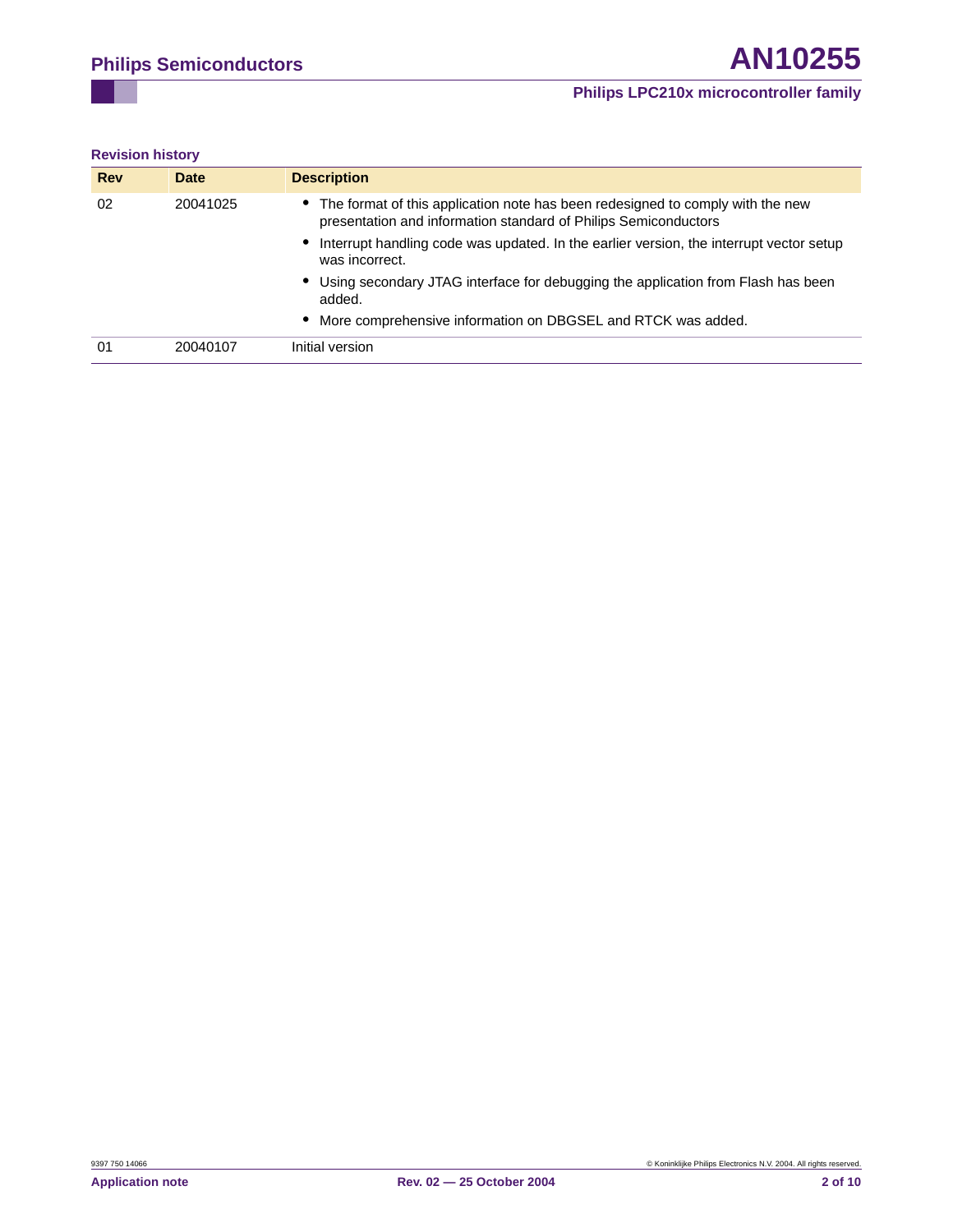**Revision history**

| Rev | Date | Description |
|---|---|---|
| 02 | 20041025 | • The format of this application note has been redesigned to comply with the new presentation and information standard of Philips Semiconductors<br>• Interrupt handling code was updated. In the earlier version, the interrupt vector setup was incorrect.<br>• Using secondary JTAG interface for debugging the application from Flash has been added.<br>• More comprehensive information on DBGSEL and RTCK was added. |
| 01 | 20040107 | Initial version |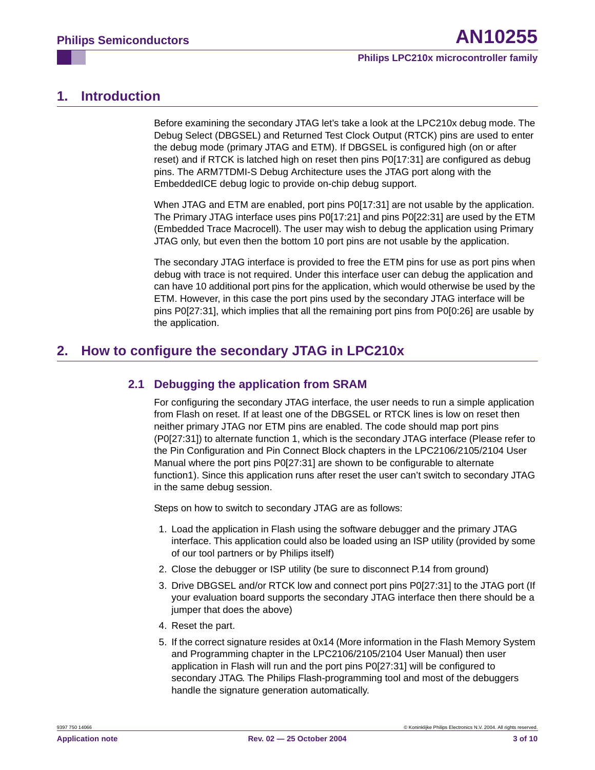## 1. Introduction

Before examining the secondary JTAG let's take a look at the LPC210x debug mode. The Debug Select (DBGSEL) and Returned Test Clock Output (RTCK) pins are used to enter the debug mode (primary JTAG and ETM). If DBGSEL is configured high (on or after reset) and if RTCK is latched high on reset then pins P0[17:31] are configured as debug pins. The ARM7TDMI-S Debug Architecture uses the JTAG port along with the EmbeddedICE debug logic to provide on-chip debug support.

When JTAG and ETM are enabled, port pins P0[17:31] are not usable by the application. The Primary JTAG interface uses pins P0[17:21] and pins P0[22:31] are used by the ETM (Embedded Trace Macrocell). The user may wish to debug the application using Primary JTAG only, but even then the bottom 10 port pins are not usable by the application.

The secondary JTAG interface is provided to free the ETM pins for use as port pins when debug with trace is not required. Under this interface user can debug the application and can have 10 additional port pins for the application, which would otherwise be used by the ETM. However, in this case the port pins used by the secondary JTAG interface will be pins P0[27:31], which implies that all the remaining port pins from P0[0:26] are usable by the application.

## 2. How to configure the secondary JTAG in LPC210x

### 2.1 Debugging the application from SRAM

For configuring the secondary JTAG interface, the user needs to run a simple application from Flash on reset. If at least one of the DBGSEL or RTCK lines is low on reset then neither primary JTAG nor ETM pins are enabled. The code should map port pins (P0[27:31]) to alternate function 1, which is the secondary JTAG interface (Please refer to the Pin Configuration and Pin Connect Block chapters in the LPC2106/2105/2104 User Manual where the port pins P0[27:31] are shown to be configurable to alternate function1). Since this application runs after reset the user can't switch to secondary JTAG in the same debug session.

Steps on how to switch to secondary JTAG are as follows:

1. Load the application in Flash using the software debugger and the primary JTAG interface. This application could also be loaded using an ISP utility (provided by some of our tool partners or by Philips itself)
2. Close the debugger or ISP utility (be sure to disconnect P.14 from ground)
3. Drive DBGSEL and/or RTCK low and connect port pins P0[27:31] to the JTAG port (If your evaluation board supports the secondary JTAG interface then there should be a jumper that does the above)
4. Reset the part.
5. If the correct signature resides at 0x14 (More information in the Flash Memory System and Programming chapter in the LPC2106/2105/2104 User Manual) then user application in Flash will run and the port pins P0[27:31] will be configured to secondary JTAG. The Philips Flash-programming tool and most of the debuggers handle the signature generation automatically.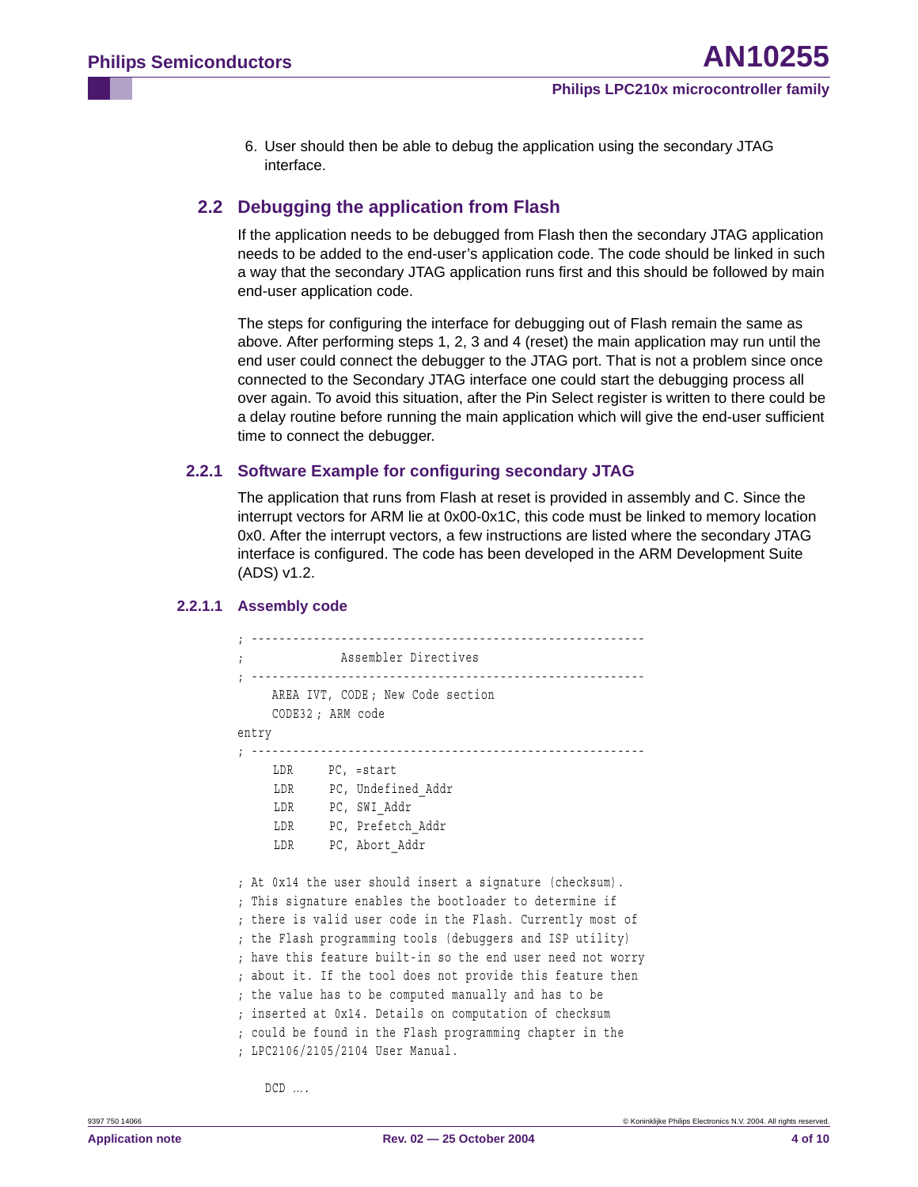6. User should then be able to debug the application using the secondary JTAG interface.

## 2.2 Debugging the application from Flash

If the application needs to be debugged from Flash then the secondary JTAG application needs to be added to the end-user's application code. The code should be linked in such a way that the secondary JTAG application runs first and this should be followed by main end-user application code.

The steps for configuring the interface for debugging out of Flash remain the same as above. After performing steps 1, 2, 3 and 4 (reset) the main application may run until the end user could connect the debugger to the JTAG port. That is not a problem since once connected to the Secondary JTAG interface one could start the debugging process all over again. To avoid this situation, after the Pin Select register is written to there could be a delay routine before running the main application which will give the end-user sufficient time to connect the debugger.

### 2.2.1 Software Example for configuring secondary JTAG

The application that runs from Flash at reset is provided in assembly and C. Since the interrupt vectors for ARM lie at 0x00-0x1C, this code must be linked to memory location 0x0. After the interrupt vectors, a few instructions are listed where the secondary JTAG interface is configured. The code has been developed in the ARM Development Suite (ADS) v1.2.

#### 2.2.1.1 Assembly code

```
; ---------------------------------------------------------
;              Assembler Directives
; ---------------------------------------------------------
     AREA IVT, CODE ; New Code section
     CODE32 ; ARM code
entry
; ---------------------------------------------------------
     LDR     PC, =start
     LDR     PC, Undefined_Addr
     LDR     PC, SWI_Addr
     LDR     PC, Prefetch_Addr
     LDR     PC, Abort_Addr

; At 0x14 the user should insert a signature (checksum).
; This signature enables the bootloader to determine if
; there is valid user code in the Flash. Currently most of
; the Flash programming tools (debuggers and ISP utility)
; have this feature built-in so the end user need not worry
; about it. If the tool does not provide this feature then
; the value has to be computed manually and has to be
; inserted at 0x14. Details on computation of checksum
; could be found in the Flash programming chapter in the
; LPC2106/2105/2104 User Manual.

    DCD ….
```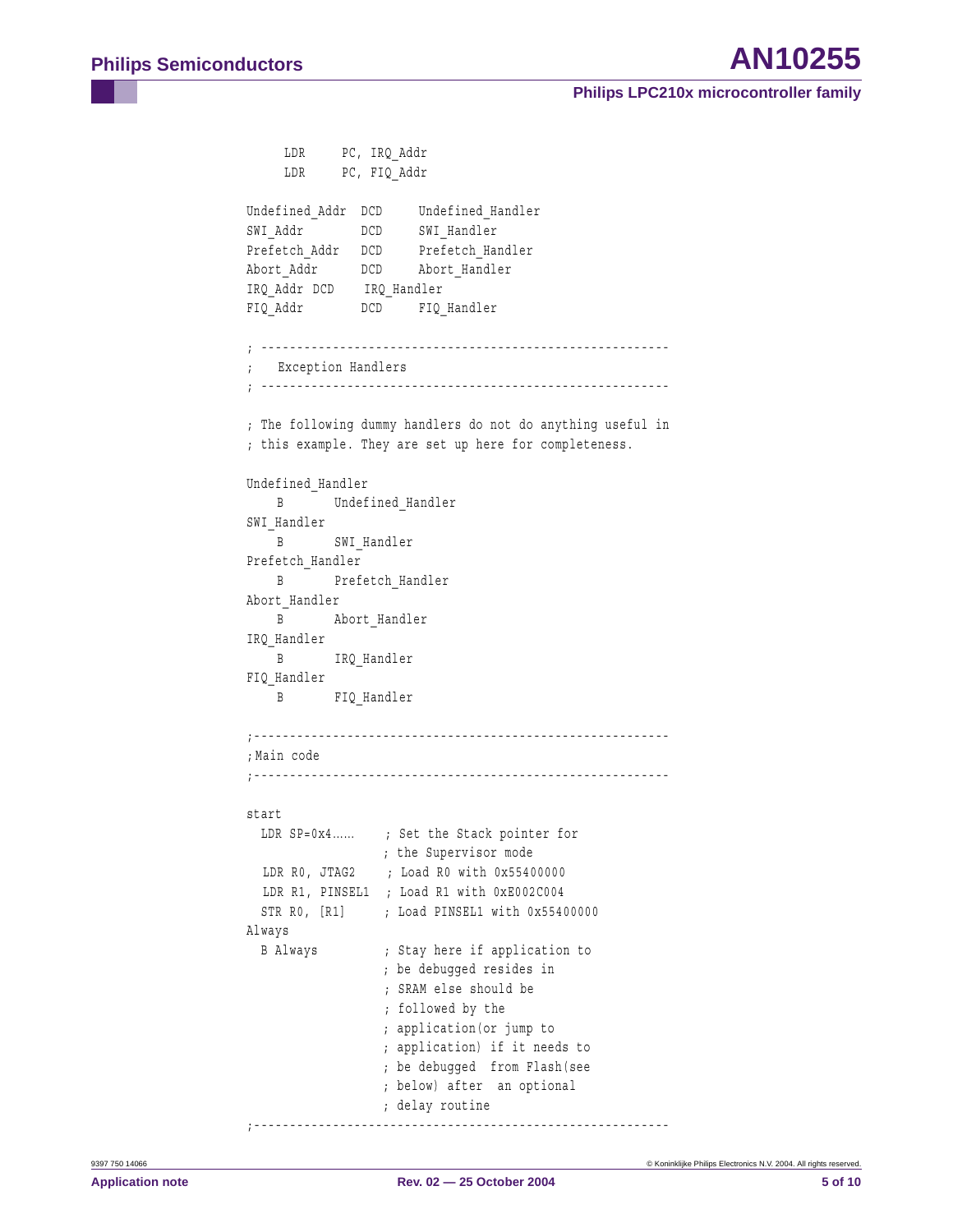```
     LDR     PC, IRQ_Addr
     LDR     PC, FIQ_Addr

Undefined_Addr  DCD     Undefined_Handler
SWI_Addr        DCD     SWI_Handler
Prefetch_Addr   DCD     Prefetch_Handler
Abort_Addr      DCD     Abort_Handler
IRQ_Addr DCD    IRQ_Handler
FIQ_Addr        DCD     FIQ_Handler

; ---------------------------------------------------------
;   Exception Handlers
; ---------------------------------------------------------

; The following dummy handlers do not do anything useful in
; this example. They are set up here for completeness.

Undefined_Handler
    B       Undefined_Handler
SWI_Handler
    B       SWI_Handler
Prefetch_Handler
    B       Prefetch_Handler
Abort_Handler
    B       Abort_Handler
IRQ_Handler
    B       IRQ_Handler
FIQ_Handler
    B       FIQ_Handler

;----------------------------------------------------------
;Main code
;----------------------------------------------------------

start
  LDR SP=0x4……     ; Set the Stack pointer for
                   ; the Supervisor mode
  LDR R0, JTAG2    ; Load R0 with 0x55400000
  LDR R1, PINSEL1  ; Load R1 with 0xE002C004
  STR R0, [R1]     ; Load PINSEL1 with 0x55400000
Always
  B Always         ; Stay here if application to
                   ; be debugged resides in
                   ; SRAM else should be
                   ; followed by the
                   ; application(or jump to
                   ; application) if it needs to
                   ; be debugged  from Flash(see
                   ; below) after  an optional
                   ; delay routine
;----------------------------------------------------------
```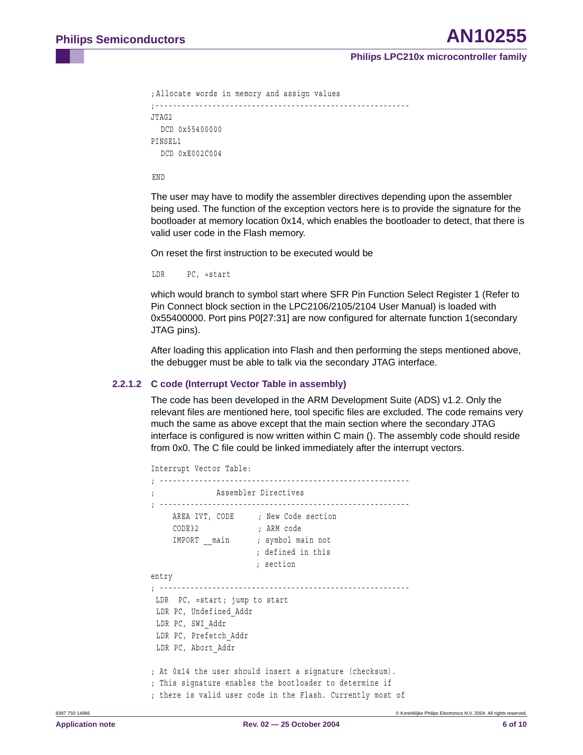```
;Allocate words in memory and assign values
;----------------------------------------------------------
JTAG2
  DCD 0x55400000
PINSEL1
  DCD 0xE002C004

 END
```

The user may have to modify the assembler directives depending upon the assembler being used. The function of the exception vectors here is to provide the signature for the bootloader at memory location 0x14, which enables the bootloader to detect, that there is valid user code in the Flash memory.

On reset the first instruction to be executed would be

```
 LDR     PC, =start
```

which would branch to symbol start where SFR Pin Function Select Register 1 (Refer to Pin Connect block section in the LPC2106/2105/2104 User Manual) is loaded with 0x55400000. Port pins P0[27:31] are now configured for alternate function 1(secondary JTAG pins).

After loading this application into Flash and then performing the steps mentioned above, the debugger must be able to talk via the secondary JTAG interface.

### 2.2.1.2 C code (Interrupt Vector Table in assembly)

The code has been developed in the ARM Development Suite (ADS) v1.2. Only the relevant files are mentioned here, tool specific files are excluded. The code remains very much the same as above except that the main section where the secondary JTAG interface is configured is now written within C main (). The assembly code should reside from 0x0. The C file could be linked immediately after the interrupt vectors.

```
Interrupt Vector Table:
; --------------------------------------------------------
;             Assembler Directives
; --------------------------------------------------------
    AREA IVT, CODE     ; New Code section
    CODE32             ; ARM code
    IMPORT __main      ; symbol main not
                       ; defined in this
                       ; section
entry
; --------------------------------------------------------
 LDR  PC, =start; jump to start
 LDR PC, Undefined_Addr
 LDR PC, SWI_Addr
 LDR PC, Prefetch_Addr
 LDR PC, Abort_Addr

; At 0x14 the user should insert a signature (checksum).
; This signature enables the bootloader to determine if
; there is valid user code in the Flash. Currently most of
```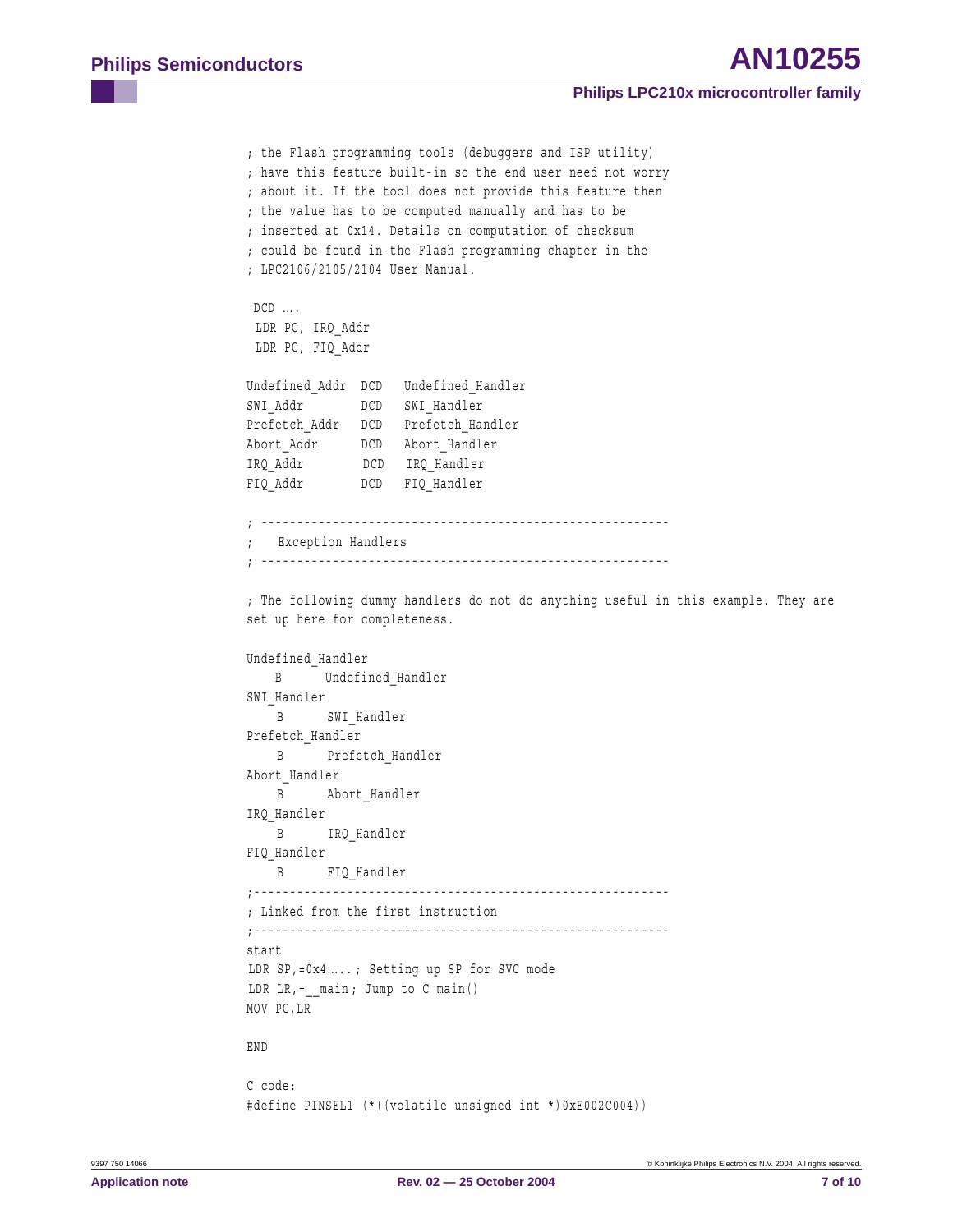```
; the Flash programming tools (debuggers and ISP utility)
; have this feature built-in so the end user need not worry
; about it. If the tool does not provide this feature then
; the value has to be computed manually and has to be
; inserted at 0x14. Details on computation of checksum
; could be found in the Flash programming chapter in the
; LPC2106/2105/2104 User Manual.

 DCD ….
 LDR PC, IRQ_Addr
 LDR PC, FIQ_Addr

Undefined_Addr  DCD   Undefined_Handler
SWI_Addr        DCD   SWI_Handler
Prefetch_Addr   DCD   Prefetch_Handler
Abort_Addr      DCD   Abort_Handler
IRQ_Addr        DCD   IRQ_Handler
FIQ_Addr        DCD   FIQ_Handler

; ---------------------------------------------------------
;   Exception Handlers
; ---------------------------------------------------------

; The following dummy handlers do not do anything useful in this example. They are
set up here for completeness.

Undefined_Handler
    B      Undefined_Handler
SWI_Handler
    B      SWI_Handler
Prefetch_Handler
    B      Prefetch_Handler
Abort_Handler
    B      Abort_Handler
IRQ_Handler
    B      IRQ_Handler
FIQ_Handler
    B      FIQ_Handler
;---------------------------------------------------------
; Linked from the first instruction
;---------------------------------------------------------
start
 LDR SP,=0x4…...; Setting up SP for SVC mode
 LDR LR,=__main; Jump to C main()
MOV PC,LR

END

C code:
#define PINSEL1 (*((volatile unsigned int *)0xE002C004))
```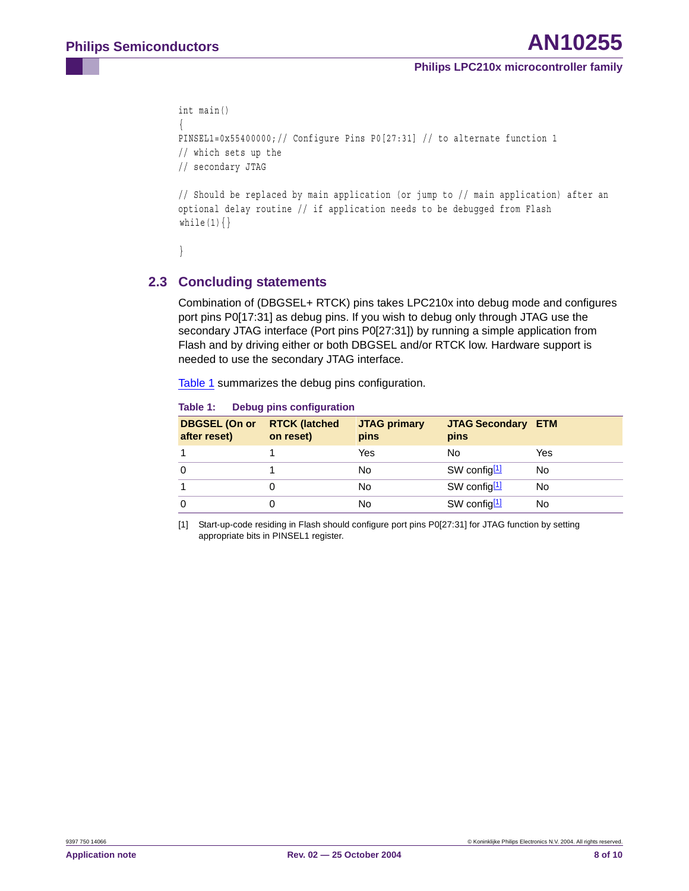```
int main()
{
PINSEL1=0x55400000;// Configure Pins P0[27:31] // to alternate function 1
// which sets up the
// secondary JTAG

// Should be replaced by main application (or jump to // main application) after an
optional delay routine // if application needs to be debugged from Flash
while(1){}

}
```

## 2.3 Concluding statements

Combination of (DBGSEL+ RTCK) pins takes LPC210x into debug mode and configures port pins P0[17:31] as debug pins. If you wish to debug only through JTAG use the secondary JTAG interface (Port pins P0[27:31]) by running a simple application from Flash and by driving either or both DBGSEL and/or RTCK low. Hardware support is needed to use the secondary JTAG interface.

Table 1 summarizes the debug pins configuration.

**Table 1: Debug pins configuration**

| DBGSEL (On or after reset) | RTCK (latched on reset) | JTAG primary pins | JTAG Secondary pins | ETM |
|---|---|---|---|---|
| 1 | 1 | Yes | No | Yes |
| 0 | 1 | No | SW config[1] | No |
| 1 | 0 | No | SW config[1] | No |
| 0 | 0 | No | SW config[1] | No |

[1] Start-up-code residing in Flash should configure port pins P0[27:31] for JTAG function by setting appropriate bits in PINSEL1 register.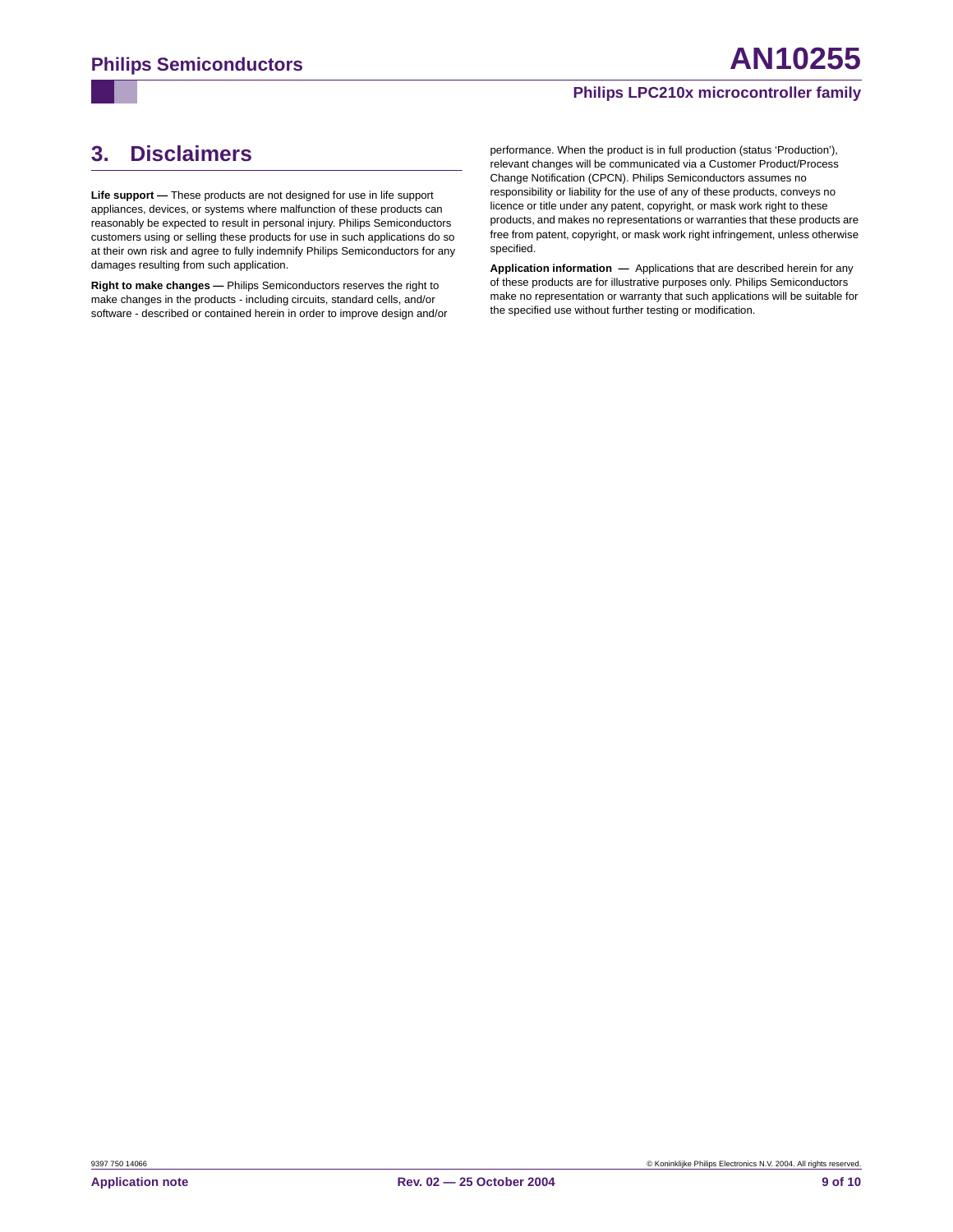## 3. Disclaimers

**Life support —** These products are not designed for use in life support appliances, devices, or systems where malfunction of these products can reasonably be expected to result in personal injury. Philips Semiconductors customers using or selling these products for use in such applications do so at their own risk and agree to fully indemnify Philips Semiconductors for any damages resulting from such application.

**Right to make changes —** Philips Semiconductors reserves the right to make changes in the products - including circuits, standard cells, and/or software - described or contained herein in order to improve design and/or performance. When the product is in full production (status 'Production'), relevant changes will be communicated via a Customer Product/Process Change Notification (CPCN). Philips Semiconductors assumes no responsibility or liability for the use of any of these products, conveys no licence or title under any patent, copyright, or mask work right to these products, and makes no representations or warranties that these products are free from patent, copyright, or mask work right infringement, unless otherwise specified.

**Application information —** Applications that are described herein for any of these products are for illustrative purposes only. Philips Semiconductors make no representation or warranty that such applications will be suitable for the specified use without further testing or modification.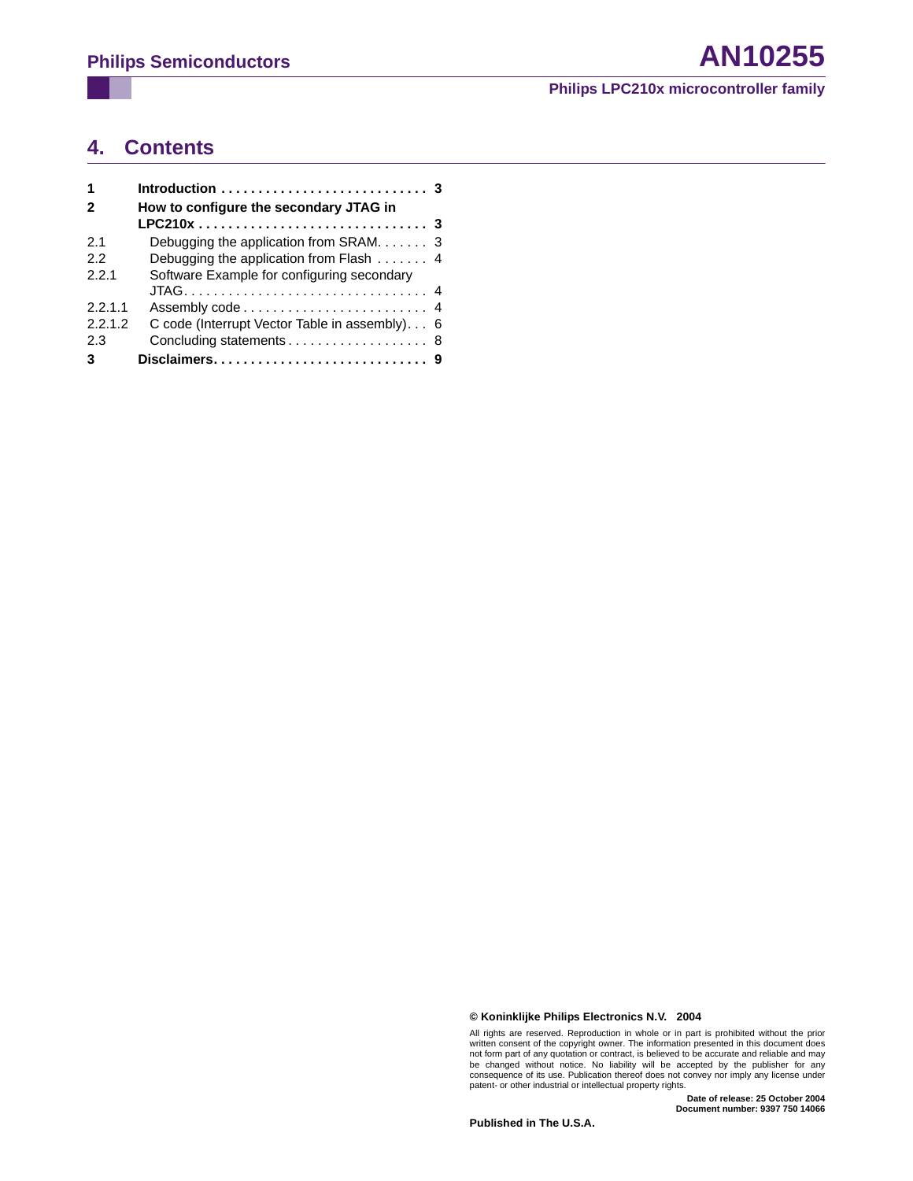## 4. Contents

| | | |
|---|---|---|
| **1** | **Introduction** | **3** |
| **2** | **How to configure the secondary JTAG in LPC210x** | **3** |
| 2.1 | Debugging the application from SRAM. | 3 |
| 2.2 | Debugging the application from Flash | 4 |
| 2.2.1 | Software Example for configuring secondary JTAG. | 4 |
| 2.2.1.1 | Assembly code | 4 |
| 2.2.1.2 | C code (Interrupt Vector Table in assembly) | 6 |
| 2.3 | Concluding statements | 8 |
| **3** | **Disclaimers.** | **9** |

**© Koninklijke Philips Electronics N.V. 2004**

All rights are reserved. Reproduction in whole or in part is prohibited without the prior written consent of the copyright owner. The information presented in this document does not form part of any quotation or contract, is believed to be accurate and reliable and may be changed without notice. No liability will be accepted by the publisher for any consequence of its use. Publication thereof does not convey nor imply any license under patent- or other industrial or intellectual property rights.

**Date of release: 25 October 2004**
**Document number: 9397 750 14066**

**Published in The U.S.A.**